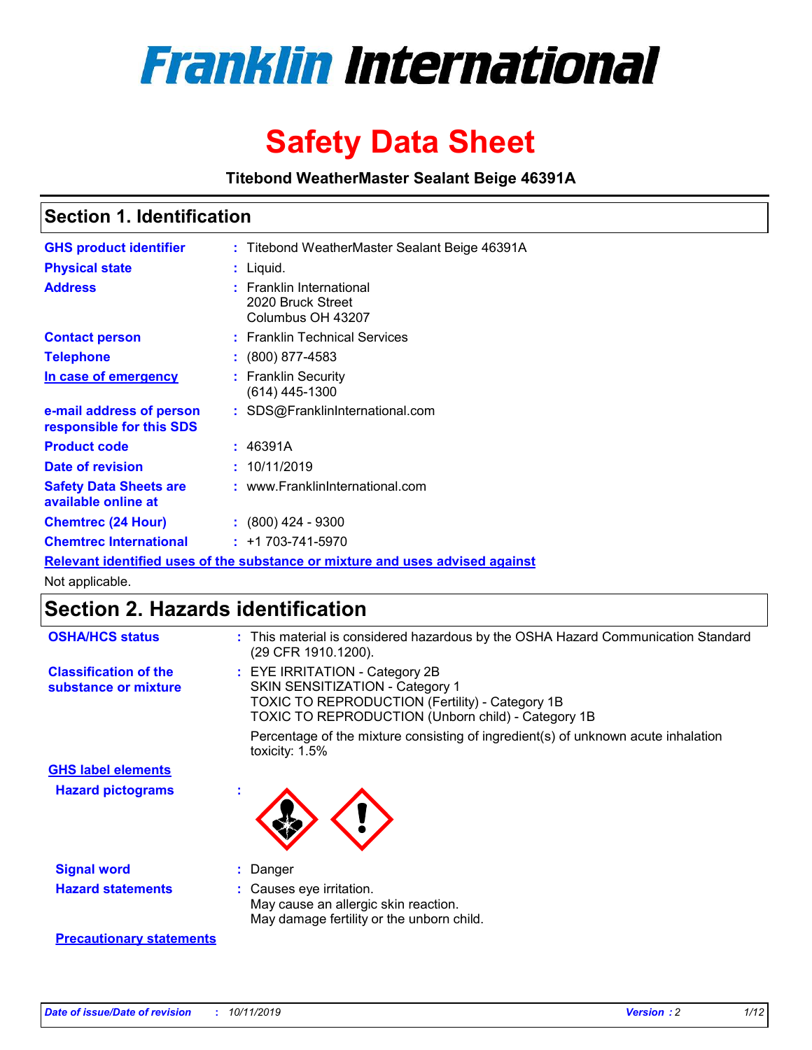# Franklin International

# Safety Data Sheet

**Titebond WeatherMaster Sealant Beige 46391A**

## Section 1. Identification

| | | |
|---|---|---|
| **GHS product identifier** | : | Titebond WeatherMaster Sealant Beige 46391A |
| **Physical state** | : | Liquid. |
| **Address** | : | Franklin International<br>2020 Bruck Street<br>Columbus OH 43207 |
| **Contact person** | : | Franklin Technical Services |
| **Telephone** | : | (800) 877-4583 |
| **In case of emergency** | : | Franklin Security<br>(614) 445-1300 |
| **e-mail address of person responsible for this SDS** | : | SDS@FranklinInternational.com |
| **Product code** | : | 46391A |
| **Date of revision** | : | 10/11/2019 |
| **Safety Data Sheets are available online at** | : | www.FranklinInternational.com |
| **Chemtrec (24 Hour)** | : | (800) 424 - 9300 |
| **Chemtrec International** | : | +1 703-741-5970 |

**Relevant identified uses of the substance or mixture and uses advised against**

Not applicable.

## Section 2. Hazards identification

**OSHA/HCS status** : This material is considered hazardous by the OSHA Hazard Communication Standard (29 CFR 1910.1200).

**Classification of the substance or mixture** : EYE IRRITATION - Category 2B
SKIN SENSITIZATION - Category 1
TOXIC TO REPRODUCTION (Fertility) - Category 1B
TOXIC TO REPRODUCTION (Unborn child) - Category 1B

Percentage of the mixture consisting of ingredient(s) of unknown acute inhalation toxicity: 1.5%

**GHS label elements**

**Hazard pictograms** :

**Signal word** : Danger

**Hazard statements** : Causes eye irritation.
May cause an allergic skin reaction.
May damage fertility or the unborn child.

**Precautionary statements**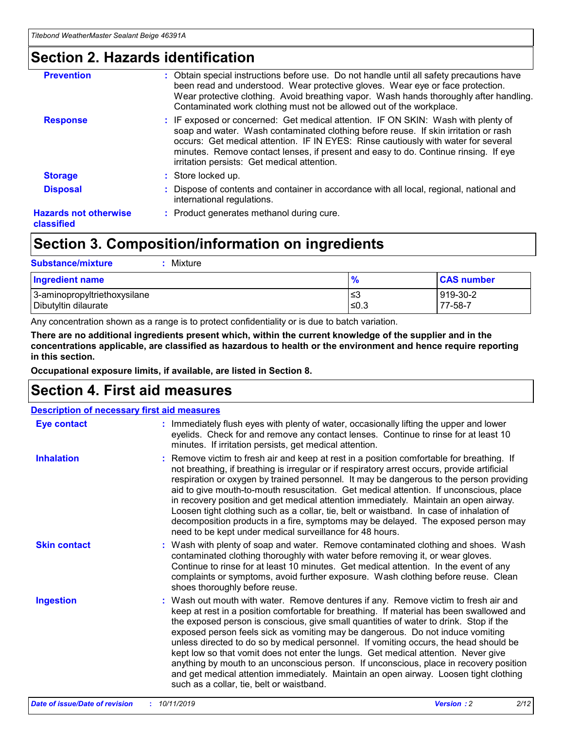## Section 2. Hazards identification

| | |
|---|---|
| **Prevention** | : Obtain special instructions before use. Do not handle until all safety precautions have been read and understood. Wear protective gloves. Wear eye or face protection. Wear protective clothing. Avoid breathing vapor. Wash hands thoroughly after handling. Contaminated work clothing must not be allowed out of the workplace. |
| **Response** | : IF exposed or concerned: Get medical attention. IF ON SKIN: Wash with plenty of soap and water. Wash contaminated clothing before reuse. If skin irritation or rash occurs: Get medical attention. IF IN EYES: Rinse cautiously with water for several minutes. Remove contact lenses, if present and easy to do. Continue rinsing. If eye irritation persists: Get medical attention. |
| **Storage** | : Store locked up. |
| **Disposal** | : Dispose of contents and container in accordance with all local, regional, national and international regulations. |
| **Hazards not otherwise classified** | : Product generates methanol during cure. |

## Section 3. Composition/information on ingredients

**Substance/mixture** : Mixture

| Ingredient name | % | CAS number |
|---|---|---|
| 3-aminopropyltriethoxysilane | ≤3 | 919-30-2 |
| Dibutyltin dilaurate | ≤0.3 | 77-58-7 |

Any concentration shown as a range is to protect confidentiality or is due to batch variation.

**There are no additional ingredients present which, within the current knowledge of the supplier and in the concentrations applicable, are classified as hazardous to health or the environment and hence require reporting in this section.**

**Occupational exposure limits, if available, are listed in Section 8.**

## Section 4. First aid measures

**Description of necessary first aid measures**

| | |
|---|---|
| **Eye contact** | : Immediately flush eyes with plenty of water, occasionally lifting the upper and lower eyelids. Check for and remove any contact lenses. Continue to rinse for at least 10 minutes. If irritation persists, get medical attention. |
| **Inhalation** | : Remove victim to fresh air and keep at rest in a position comfortable for breathing. If not breathing, if breathing is irregular or if respiratory arrest occurs, provide artificial respiration or oxygen by trained personnel. It may be dangerous to the person providing aid to give mouth-to-mouth resuscitation. Get medical attention. If unconscious, place in recovery position and get medical attention immediately. Maintain an open airway. Loosen tight clothing such as a collar, tie, belt or waistband. In case of inhalation of decomposition products in a fire, symptoms may be delayed. The exposed person may need to be kept under medical surveillance for 48 hours. |
| **Skin contact** | : Wash with plenty of soap and water. Remove contaminated clothing and shoes. Wash contaminated clothing thoroughly with water before removing it, or wear gloves. Continue to rinse for at least 10 minutes. Get medical attention. In the event of any complaints or symptoms, avoid further exposure. Wash clothing before reuse. Clean shoes thoroughly before reuse. |
| **Ingestion** | : Wash out mouth with water. Remove dentures if any. Remove victim to fresh air and keep at rest in a position comfortable for breathing. If material has been swallowed and the exposed person is conscious, give small quantities of water to drink. Stop if the exposed person feels sick as vomiting may be dangerous. Do not induce vomiting unless directed to do so by medical personnel. If vomiting occurs, the head should be kept low so that vomit does not enter the lungs. Get medical attention. Never give anything by mouth to an unconscious person. If unconscious, place in recovery position and get medical attention immediately. Maintain an open airway. Loosen tight clothing such as a collar, tie, belt or waistband. |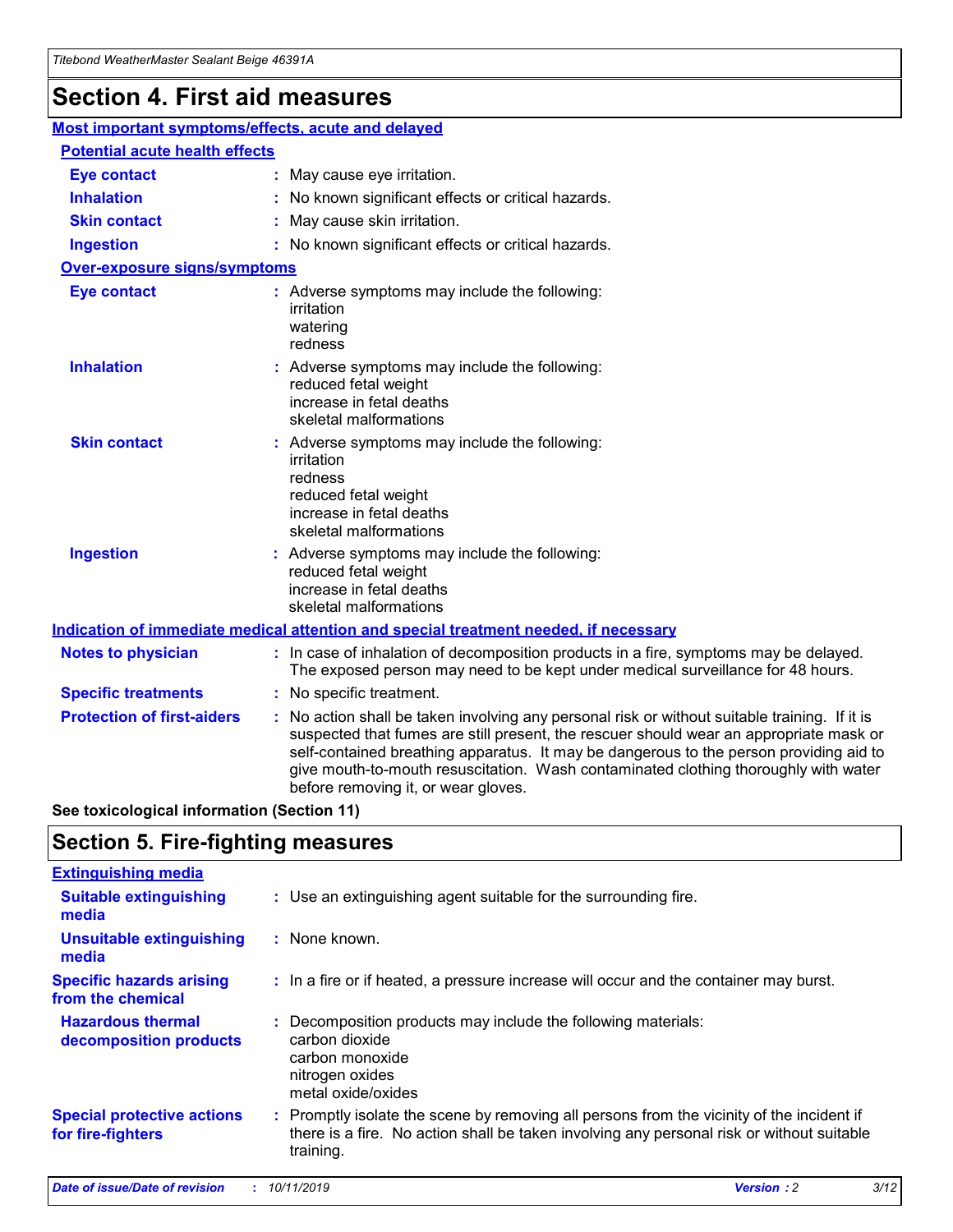# Section 4. First aid measures

## Most important symptoms/effects, acute and delayed

### Potential acute health effects

**Eye contact** : May cause eye irritation.

**Inhalation** : No known significant effects or critical hazards.

**Skin contact** : May cause skin irritation.

**Ingestion** : No known significant effects or critical hazards.

### Over-exposure signs/symptoms

**Eye contact** : Adverse symptoms may include the following:
irritation
watering
redness

**Inhalation** : Adverse symptoms may include the following:
reduced fetal weight
increase in fetal deaths
skeletal malformations

**Skin contact** : Adverse symptoms may include the following:
irritation
redness
reduced fetal weight
increase in fetal deaths
skeletal malformations

**Ingestion** : Adverse symptoms may include the following:
reduced fetal weight
increase in fetal deaths
skeletal malformations

## Indication of immediate medical attention and special treatment needed, if necessary

**Notes to physician** : In case of inhalation of decomposition products in a fire, symptoms may be delayed. The exposed person may need to be kept under medical surveillance for 48 hours.

**Specific treatments** : No specific treatment.

**Protection of first-aiders** : No action shall be taken involving any personal risk or without suitable training. If it is suspected that fumes are still present, the rescuer should wear an appropriate mask or self-contained breathing apparatus. It may be dangerous to the person providing aid to give mouth-to-mouth resuscitation. Wash contaminated clothing thoroughly with water before removing it, or wear gloves.

**See toxicological information (Section 11)**

# Section 5. Fire-fighting measures

## Extinguishing media

**Suitable extinguishing media** : Use an extinguishing agent suitable for the surrounding fire.

**Unsuitable extinguishing media** : None known.

**Specific hazards arising from the chemical** : In a fire or if heated, a pressure increase will occur and the container may burst.

**Hazardous thermal decomposition products** : Decomposition products may include the following materials:
carbon dioxide
carbon monoxide
nitrogen oxides
metal oxide/oxides

**Special protective actions for fire-fighters** : Promptly isolate the scene by removing all persons from the vicinity of the incident if there is a fire. No action shall be taken involving any personal risk or without suitable training.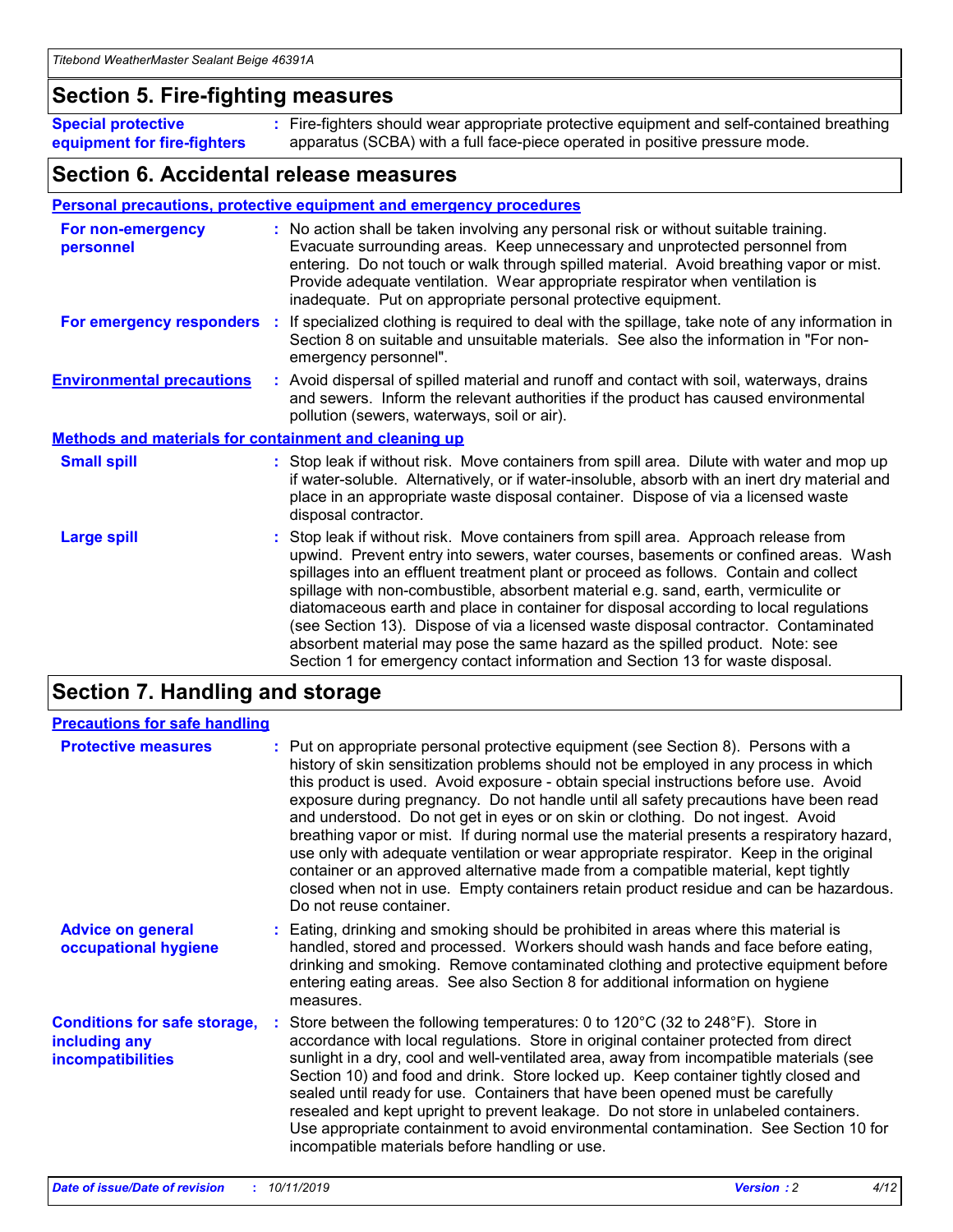## Section 5. Fire-fighting measures

**Special protective equipment for fire-fighters** : Fire-fighters should wear appropriate protective equipment and self-contained breathing apparatus (SCBA) with a full face-piece operated in positive pressure mode.

## Section 6. Accidental release measures

### Personal precautions, protective equipment and emergency procedures

**For non-emergency personnel** : No action shall be taken involving any personal risk or without suitable training. Evacuate surrounding areas. Keep unnecessary and unprotected personnel from entering. Do not touch or walk through spilled material. Avoid breathing vapor or mist. Provide adequate ventilation. Wear appropriate respirator when ventilation is inadequate. Put on appropriate personal protective equipment.

**For emergency responders** : If specialized clothing is required to deal with the spillage, take note of any information in Section 8 on suitable and unsuitable materials. See also the information in "For non-emergency personnel".

**Environmental precautions** : Avoid dispersal of spilled material and runoff and contact with soil, waterways, drains and sewers. Inform the relevant authorities if the product has caused environmental pollution (sewers, waterways, soil or air).

### Methods and materials for containment and cleaning up

**Small spill** : Stop leak if without risk. Move containers from spill area. Dilute with water and mop up if water-soluble. Alternatively, or if water-insoluble, absorb with an inert dry material and place in an appropriate waste disposal container. Dispose of via a licensed waste disposal contractor.

**Large spill** : Stop leak if without risk. Move containers from spill area. Approach release from upwind. Prevent entry into sewers, water courses, basements or confined areas. Wash spillages into an effluent treatment plant or proceed as follows. Contain and collect spillage with non-combustible, absorbent material e.g. sand, earth, vermiculite or diatomaceous earth and place in container for disposal according to local regulations (see Section 13). Dispose of via a licensed waste disposal contractor. Contaminated absorbent material may pose the same hazard as the spilled product. Note: see Section 1 for emergency contact information and Section 13 for waste disposal.

## Section 7. Handling and storage

### Precautions for safe handling

**Protective measures** : Put on appropriate personal protective equipment (see Section 8). Persons with a history of skin sensitization problems should not be employed in any process in which this product is used. Avoid exposure - obtain special instructions before use. Avoid exposure during pregnancy. Do not handle until all safety precautions have been read and understood. Do not get in eyes or on skin or clothing. Do not ingest. Avoid breathing vapor or mist. If during normal use the material presents a respiratory hazard, use only with adequate ventilation or wear appropriate respirator. Keep in the original container or an approved alternative made from a compatible material, kept tightly closed when not in use. Empty containers retain product residue and can be hazardous. Do not reuse container.

**Advice on general occupational hygiene** : Eating, drinking and smoking should be prohibited in areas where this material is handled, stored and processed. Workers should wash hands and face before eating, drinking and smoking. Remove contaminated clothing and protective equipment before entering eating areas. See also Section 8 for additional information on hygiene measures.

**Conditions for safe storage, including any incompatibilities** : Store between the following temperatures: 0 to 120°C (32 to 248°F). Store in accordance with local regulations. Store in original container protected from direct sunlight in a dry, cool and well-ventilated area, away from incompatible materials (see Section 10) and food and drink. Store locked up. Keep container tightly closed and sealed until ready for use. Containers that have been opened must be carefully resealed and kept upright to prevent leakage. Do not store in unlabeled containers. Use appropriate containment to avoid environmental contamination. See Section 10 for incompatible materials before handling or use.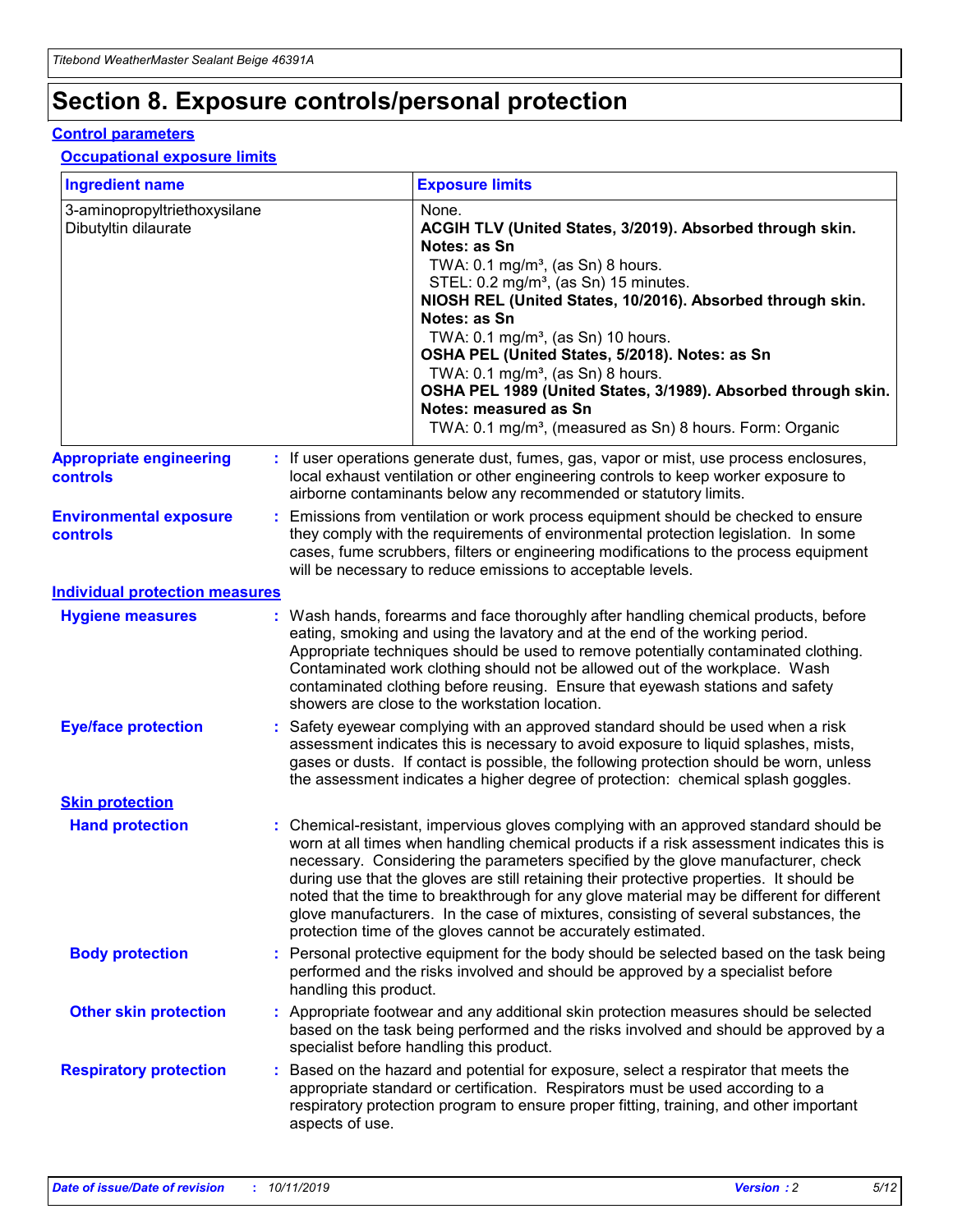# Section 8. Exposure controls/personal protection

## Control parameters

### Occupational exposure limits

| Ingredient name | Exposure limits |
|---|---|
| 3-aminopropyltriethoxysilane<br>Dibutyltin dilaurate | None.<br>**ACGIH TLV (United States, 3/2019). Absorbed through skin. Notes: as Sn**<br>TWA: 0.1 mg/m³, (as Sn) 8 hours.<br>STEL: 0.2 mg/m³, (as Sn) 15 minutes.<br>**NIOSH REL (United States, 10/2016). Absorbed through skin. Notes: as Sn**<br>TWA: 0.1 mg/m³, (as Sn) 10 hours.<br>**OSHA PEL (United States, 5/2018). Notes: as Sn**<br>TWA: 0.1 mg/m³, (as Sn) 8 hours.<br>**OSHA PEL 1989 (United States, 3/1989). Absorbed through skin. Notes: measured as Sn**<br>TWA: 0.1 mg/m³, (measured as Sn) 8 hours. Form: Organic |

**Appropriate engineering controls** : If user operations generate dust, fumes, gas, vapor or mist, use process enclosures, local exhaust ventilation or other engineering controls to keep worker exposure to airborne contaminants below any recommended or statutory limits.

**Environmental exposure controls** : Emissions from ventilation or work process equipment should be checked to ensure they comply with the requirements of environmental protection legislation. In some cases, fume scrubbers, filters or engineering modifications to the process equipment will be necessary to reduce emissions to acceptable levels.

## Individual protection measures

**Hygiene measures** : Wash hands, forearms and face thoroughly after handling chemical products, before eating, smoking and using the lavatory and at the end of the working period. Appropriate techniques should be used to remove potentially contaminated clothing. Contaminated work clothing should not be allowed out of the workplace. Wash contaminated clothing before reusing. Ensure that eyewash stations and safety showers are close to the workstation location.

**Eye/face protection** : Safety eyewear complying with an approved standard should be used when a risk assessment indicates this is necessary to avoid exposure to liquid splashes, mists, gases or dusts. If contact is possible, the following protection should be worn, unless the assessment indicates a higher degree of protection: chemical splash goggles.

### Skin protection

**Hand protection** : Chemical-resistant, impervious gloves complying with an approved standard should be worn at all times when handling chemical products if a risk assessment indicates this is necessary. Considering the parameters specified by the glove manufacturer, check during use that the gloves are still retaining their protective properties. It should be noted that the time to breakthrough for any glove material may be different for different glove manufacturers. In the case of mixtures, consisting of several substances, the protection time of the gloves cannot be accurately estimated.

**Body protection** : Personal protective equipment for the body should be selected based on the task being performed and the risks involved and should be approved by a specialist before handling this product.

**Other skin protection** : Appropriate footwear and any additional skin protection measures should be selected based on the task being performed and the risks involved and should be approved by a specialist before handling this product.

**Respiratory protection** : Based on the hazard and potential for exposure, select a respirator that meets the appropriate standard or certification. Respirators must be used according to a respiratory protection program to ensure proper fitting, training, and other important aspects of use.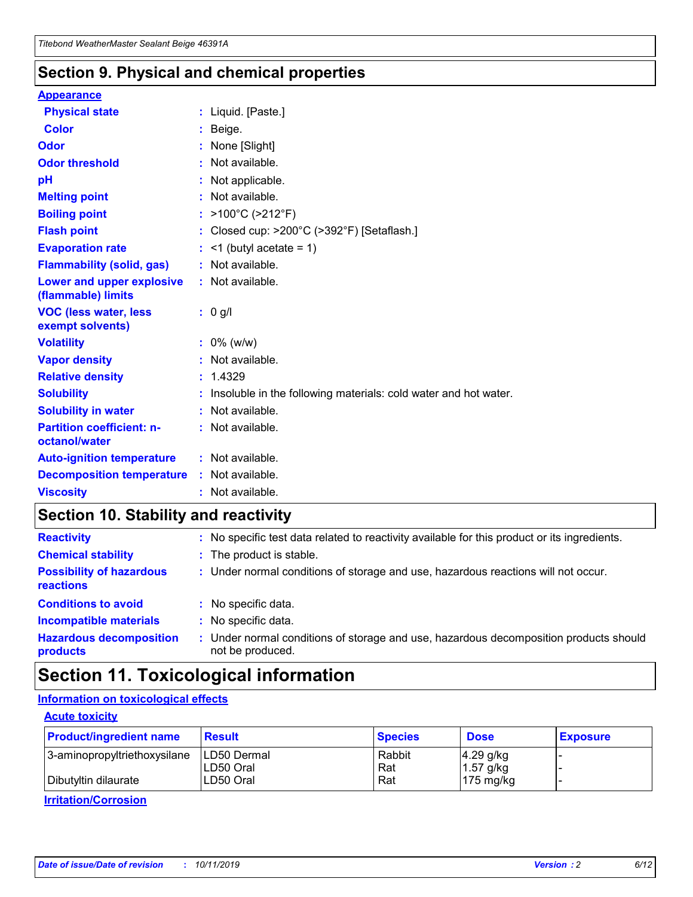## Section 9. Physical and chemical properties

**Appearance**

| | |
|---|---|
| **Physical state** | : Liquid. [Paste.] |
| **Color** | : Beige. |
| **Odor** | : None [Slight] |
| **Odor threshold** | : Not available. |
| **pH** | : Not applicable. |
| **Melting point** | : Not available. |
| **Boiling point** | : >100°C (>212°F) |
| **Flash point** | : Closed cup: >200°C (>392°F) [Setaflash.] |
| **Evaporation rate** | : <1 (butyl acetate = 1) |
| **Flammability (solid, gas)** | : Not available. |
| **Lower and upper explosive (flammable) limits** | : Not available. |
| **VOC (less water, less exempt solvents)** | : 0 g/l |
| **Volatility** | : 0% (w/w) |
| **Vapor density** | : Not available. |
| **Relative density** | : 1.4329 |
| **Solubility** | : Insoluble in the following materials: cold water and hot water. |
| **Solubility in water** | : Not available. |
| **Partition coefficient: n-octanol/water** | : Not available. |
| **Auto-ignition temperature** | : Not available. |
| **Decomposition temperature** | : Not available. |
| **Viscosity** | : Not available. |

## Section 10. Stability and reactivity

| | |
|---|---|
| **Reactivity** | : No specific test data related to reactivity available for this product or its ingredients. |
| **Chemical stability** | : The product is stable. |
| **Possibility of hazardous reactions** | : Under normal conditions of storage and use, hazardous reactions will not occur. |
| **Conditions to avoid** | : No specific data. |
| **Incompatible materials** | : No specific data. |
| **Hazardous decomposition products** | : Under normal conditions of storage and use, hazardous decomposition products should not be produced. |

## Section 11. Toxicological information

**Information on toxicological effects**

**Acute toxicity**

| Product/ingredient name | Result | Species | Dose | Exposure |
|---|---|---|---|---|
| 3-aminopropyltriethoxysilane | LD50 Dermal | Rabbit | 4.29 g/kg | - |
| | LD50 Oral | Rat | 1.57 g/kg | - |
| Dibutyltin dilaurate | LD50 Oral | Rat | 175 mg/kg | - |

**Irritation/Corrosion**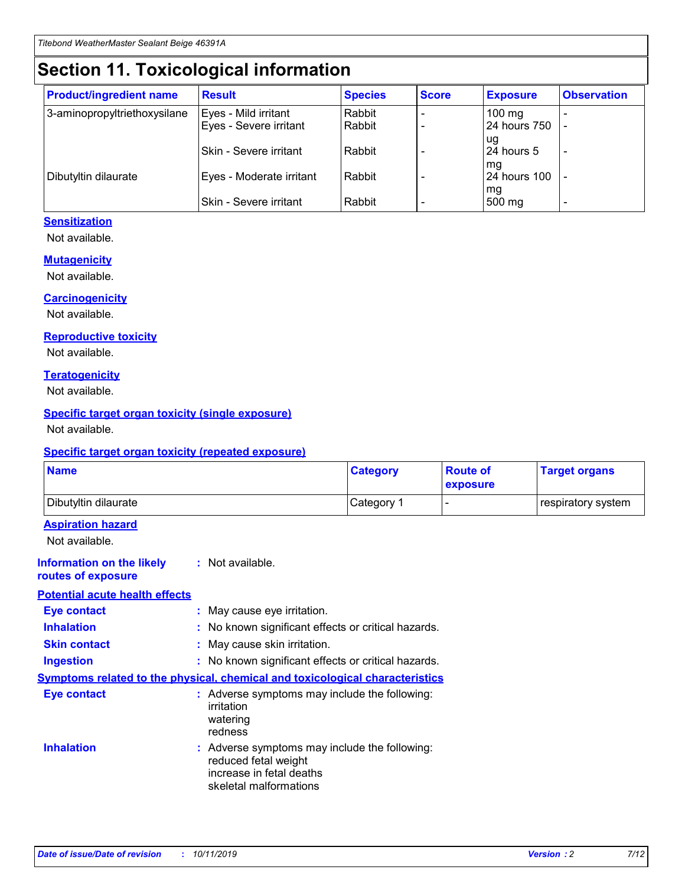# Section 11. Toxicological information

| Product/ingredient name | Result | Species | Score | Exposure | Observation |
|---|---|---|---|---|---|
| 3-aminopropyltriethoxysilane | Eyes - Mild irritant | Rabbit | - | 100 mg | - |
| | Eyes - Severe irritant | Rabbit | - | 24 hours 750 ug | - |
| | Skin - Severe irritant | Rabbit | - | 24 hours 5 mg | - |
| Dibutyltin dilaurate | Eyes - Moderate irritant | Rabbit | - | 24 hours 100 mg | - |
| | Skin - Severe irritant | Rabbit | - | 500 mg | - |

**Sensitization**

Not available.

**Mutagenicity**

Not available.

**Carcinogenicity**

Not available.

**Reproductive toxicity**

Not available.

**Teratogenicity**

Not available.

**Specific target organ toxicity (single exposure)**

Not available.

**Specific target organ toxicity (repeated exposure)**

| Name | Category | Route of exposure | Target organs |
|---|---|---|---|
| Dibutyltin dilaurate | Category 1 | - | respiratory system |

**Aspiration hazard**

Not available.

**Information on the likely routes of exposure** : Not available.

**Potential acute health effects**

**Eye contact** : May cause eye irritation.

**Inhalation** : No known significant effects or critical hazards.

**Skin contact** : May cause skin irritation.

**Ingestion** : No known significant effects or critical hazards.

**Symptoms related to the physical, chemical and toxicological characteristics**

**Eye contact** : Adverse symptoms may include the following:
irritation
watering
redness

**Inhalation** : Adverse symptoms may include the following:
reduced fetal weight
increase in fetal deaths
skeletal malformations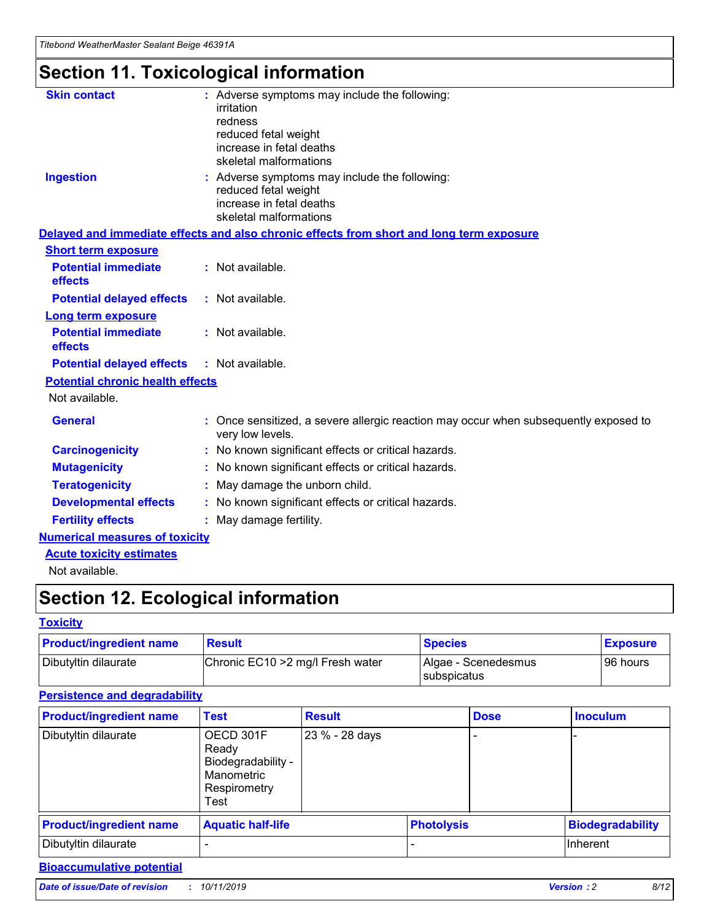# Section 11. Toxicological information

**Skin contact** : Adverse symptoms may include the following:
irritation
redness
reduced fetal weight
increase in fetal deaths
skeletal malformations

**Ingestion** : Adverse symptoms may include the following:
reduced fetal weight
increase in fetal deaths
skeletal malformations

**Delayed and immediate effects and also chronic effects from short and long term exposure**

**Short term exposure**

**Potential immediate effects** : Not available.

**Potential delayed effects** : Not available.

**Long term exposure**

**Potential immediate effects** : Not available.

**Potential delayed effects** : Not available.

**Potential chronic health effects**

Not available.

**General** : Once sensitized, a severe allergic reaction may occur when subsequently exposed to very low levels.

**Carcinogenicity** : No known significant effects or critical hazards.

**Mutagenicity** : No known significant effects or critical hazards.

**Teratogenicity** : May damage the unborn child.

**Developmental effects** : No known significant effects or critical hazards.

**Fertility effects** : May damage fertility.

**Numerical measures of toxicity**

**Acute toxicity estimates**

Not available.

# Section 12. Ecological information

**Toxicity**

| Product/ingredient name | Result | Species | Exposure |
|---|---|---|---|
| Dibutyltin dilaurate | Chronic EC10 >2 mg/l Fresh water | Algae - Scenedesmus subspicatus | 96 hours |

**Persistence and degradability**

| Product/ingredient name | Test | Result | Dose | Inoculum |
|---|---|---|---|---|
| Dibutyltin dilaurate | OECD 301F Ready Biodegradability - Manometric Respirometry Test | 23 % - 28 days | - | - |

| Product/ingredient name | Aquatic half-life | Photolysis | Biodegradability |
|---|---|---|---|
| Dibutyltin dilaurate | - | - | Inherent |

**Bioaccumulative potential**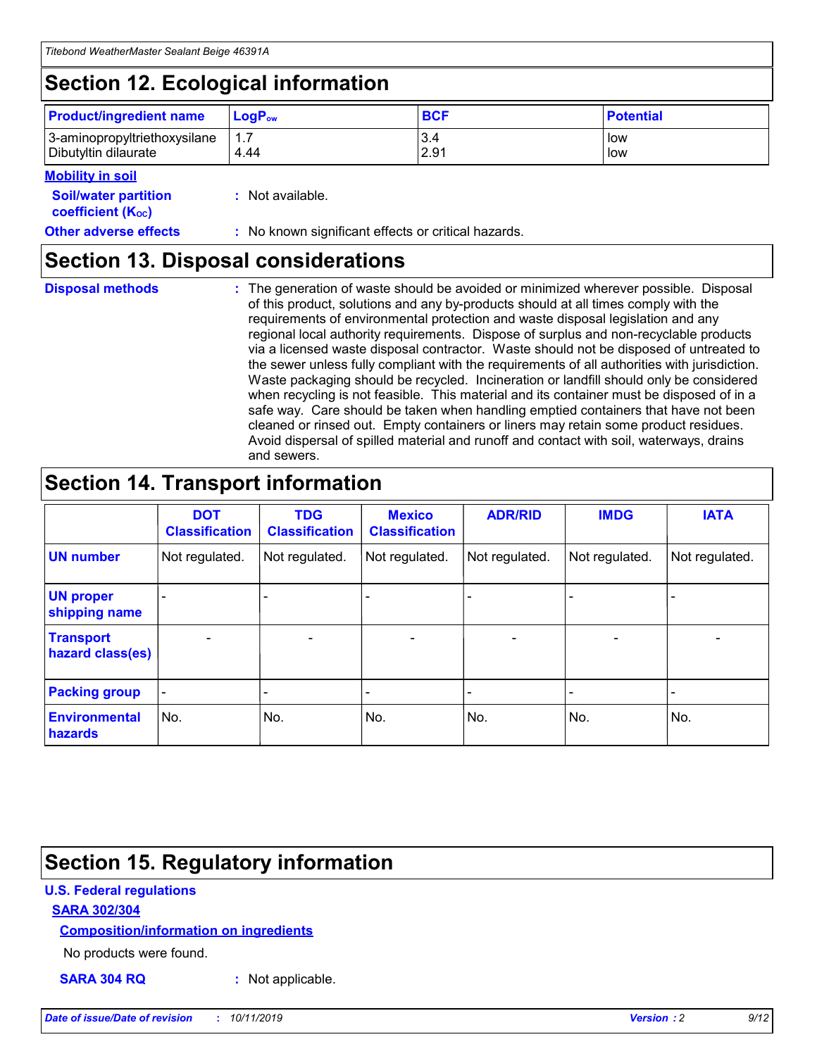## Section 12. Ecological information

| Product/ingredient name | $LogP_{ow}$ | BCF | Potential |
|---|---|---|---|
| 3-aminopropyltriethoxysilane | 1.7 | 3.4 | low |
| Dibutyltin dilaurate | 4.44 | 2.91 | low |

**Mobility in soil**

**Soil/water partition coefficient ($K_{OC}$)** : Not available.

**Other adverse effects** : No known significant effects or critical hazards.

## Section 13. Disposal considerations

**Disposal methods** : The generation of waste should be avoided or minimized wherever possible. Disposal of this product, solutions and any by-products should at all times comply with the requirements of environmental protection and waste disposal legislation and any regional local authority requirements. Dispose of surplus and non-recyclable products via a licensed waste disposal contractor. Waste should not be disposed of untreated to the sewer unless fully compliant with the requirements of all authorities with jurisdiction. Waste packaging should be recycled. Incineration or landfill should only be considered when recycling is not feasible. This material and its container must be disposed of in a safe way. Care should be taken when handling emptied containers that have not been cleaned or rinsed out. Empty containers or liners may retain some product residues. Avoid dispersal of spilled material and runoff and contact with soil, waterways, drains and sewers.

## Section 14. Transport information

| | DOT Classification | TDG Classification | Mexico Classification | ADR/RID | IMDG | IATA |
|---|---|---|---|---|---|---|
| UN number | Not regulated. | Not regulated. | Not regulated. | Not regulated. | Not regulated. | Not regulated. |
| UN proper shipping name | - | - | - | - | - | - |
| Transport hazard class(es) | - | - | - | - | - | - |
| Packing group | - | - | - | - | - | - |
| Environmental hazards | No. | No. | No. | No. | No. | No. |

## Section 15. Regulatory information

**U.S. Federal regulations**

**SARA 302/304**

**Composition/information on ingredients**

No products were found.

**SARA 304 RQ** : Not applicable.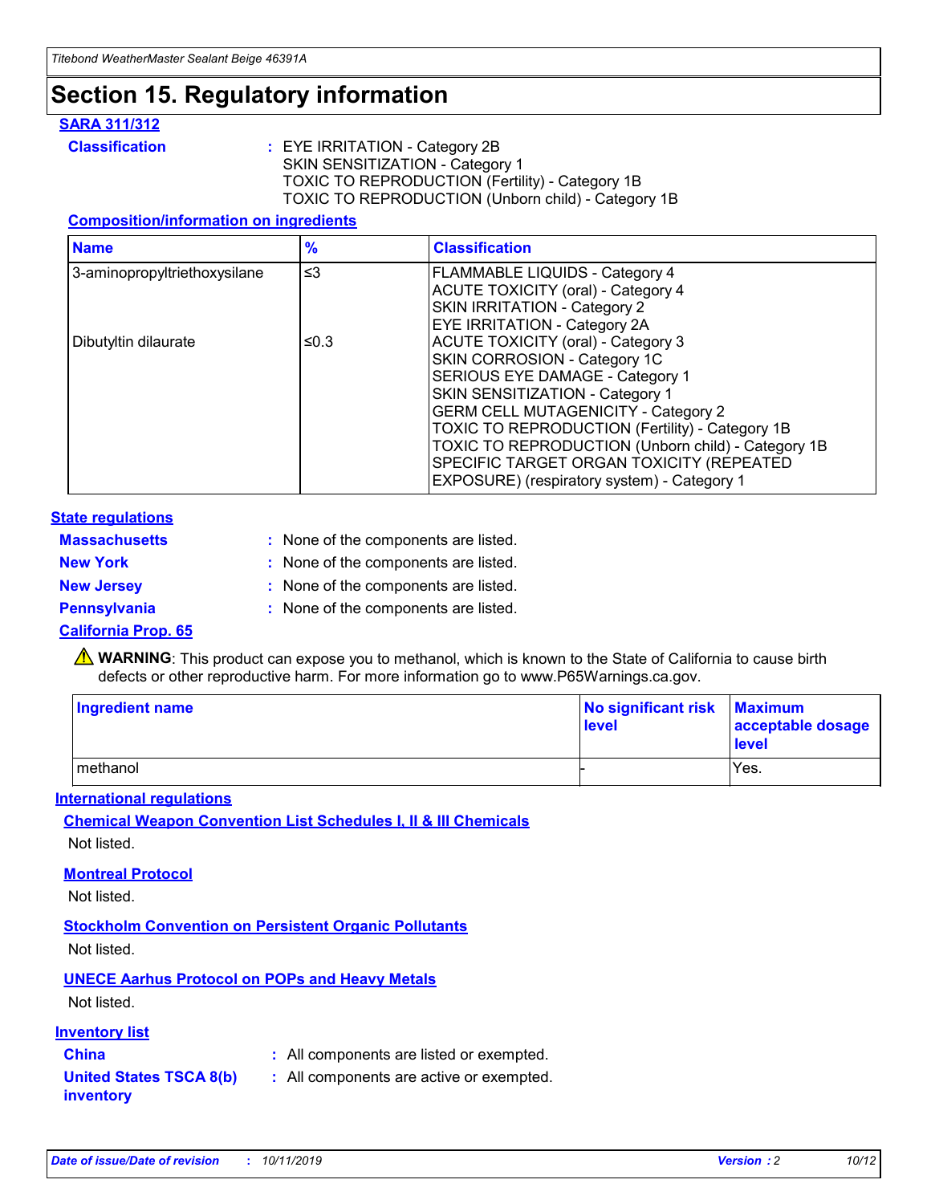# Section 15. Regulatory information

## SARA 311/312

**Classification** : EYE IRRITATION - Category 2B
SKIN SENSITIZATION - Category 1
TOXIC TO REPRODUCTION (Fertility) - Category 1B
TOXIC TO REPRODUCTION (Unborn child) - Category 1B

### Composition/information on ingredients

| Name | % | Classification |
|---|---|---|
| 3-aminopropyltriethoxysilane | ≤3 | FLAMMABLE LIQUIDS - Category 4<br>ACUTE TOXICITY (oral) - Category 4<br>SKIN IRRITATION - Category 2<br>EYE IRRITATION - Category 2A |
| Dibutyltin dilaurate | ≤0.3 | ACUTE TOXICITY (oral) - Category 3<br>SKIN CORROSION - Category 1C<br>SERIOUS EYE DAMAGE - Category 1<br>SKIN SENSITIZATION - Category 1<br>GERM CELL MUTAGENICITY - Category 2<br>TOXIC TO REPRODUCTION (Fertility) - Category 1B<br>TOXIC TO REPRODUCTION (Unborn child) - Category 1B<br>SPECIFIC TARGET ORGAN TOXICITY (REPEATED EXPOSURE) (respiratory system) - Category 1 |

## State regulations

**Massachusetts** : None of the components are listed.

**New York** : None of the components are listed.

**New Jersey** : None of the components are listed.

**Pennsylvania** : None of the components are listed.

### California Prop. 65

⚠ **WARNING**: This product can expose you to methanol, which is known to the State of California to cause birth defects or other reproductive harm. For more information go to www.P65Warnings.ca.gov.

| Ingredient name | No significant risk level | Maximum acceptable dosage level |
|---|---|---|
| methanol | - | Yes. |

## International regulations

### Chemical Weapon Convention List Schedules I, II & III Chemicals

Not listed.

### Montreal Protocol

Not listed.

### Stockholm Convention on Persistent Organic Pollutants

Not listed.

### UNECE Aarhus Protocol on POPs and Heavy Metals

Not listed.

## Inventory list

**China** : All components are listed or exempted.

**United States TSCA 8(b) inventory** : All components are active or exempted.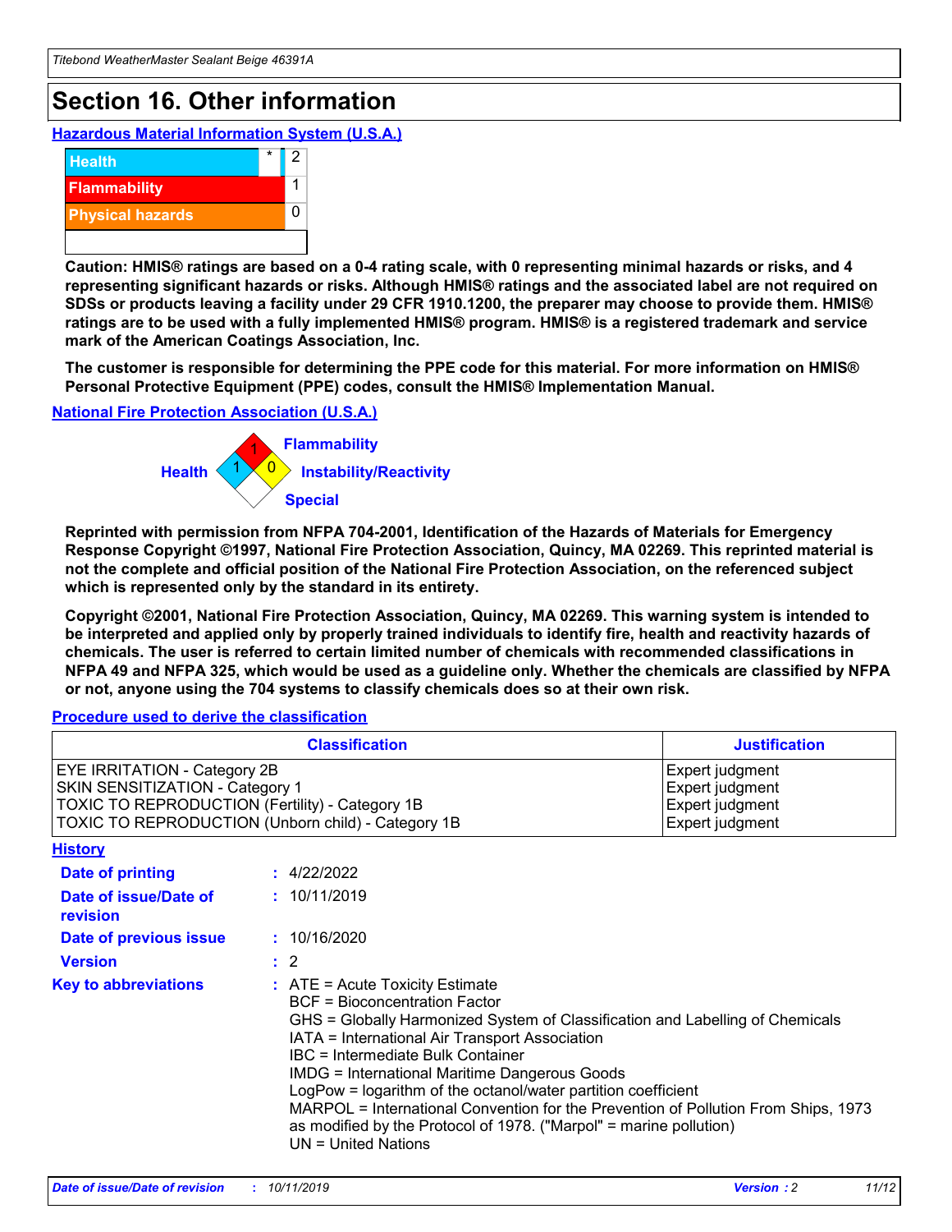# Section 16. Other information

### Hazardous Material Information System (U.S.A.)

| | | |
|---|---|---|
| Health | * | 2 |
| Flammability | | 1 |
| Physical hazards | | 0 |
| | | |

**Caution: HMIS® ratings are based on a 0-4 rating scale, with 0 representing minimal hazards or risks, and 4 representing significant hazards or risks. Although HMIS® ratings and the associated label are not required on SDSs or products leaving a facility under 29 CFR 1910.1200, the preparer may choose to provide them. HMIS® ratings are to be used with a fully implemented HMIS® program. HMIS® is a registered trademark and service mark of the American Coatings Association, Inc.**

**The customer is responsible for determining the PPE code for this material. For more information on HMIS® Personal Protective Equipment (PPE) codes, consult the HMIS® Implementation Manual.**

### National Fire Protection Association (U.S.A.)

Health: 1
Flammability: 1
Instability/Reactivity: 0
Special:

**Reprinted with permission from NFPA 704-2001, Identification of the Hazards of Materials for Emergency Response Copyright ©1997, National Fire Protection Association, Quincy, MA 02269. This reprinted material is not the complete and official position of the National Fire Protection Association, on the referenced subject which is represented only by the standard in its entirety.**

**Copyright ©2001, National Fire Protection Association, Quincy, MA 02269. This warning system is intended to be interpreted and applied only by properly trained individuals to identify fire, health and reactivity hazards of chemicals. The user is referred to certain limited number of chemicals with recommended classifications in NFPA 49 and NFPA 325, which would be used as a guideline only. Whether the chemicals are classified by NFPA or not, anyone using the 704 systems to classify chemicals does so at their own risk.**

### Procedure used to derive the classification

| Classification | Justification |
|---|---|
| EYE IRRITATION - Category 2B | Expert judgment |
| SKIN SENSITIZATION - Category 1 | Expert judgment |
| TOXIC TO REPRODUCTION (Fertility) - Category 1B | Expert judgment |
| TOXIC TO REPRODUCTION (Unborn child) - Category 1B | Expert judgment |

### History

**Date of printing** : 4/22/2022

**Date of issue/Date of revision** : 10/11/2019

**Date of previous issue** : 10/16/2020

**Version** : 2

**Key to abbreviations** :
ATE = Acute Toxicity Estimate
BCF = Bioconcentration Factor
GHS = Globally Harmonized System of Classification and Labelling of Chemicals
IATA = International Air Transport Association
IBC = Intermediate Bulk Container
IMDG = International Maritime Dangerous Goods
LogPow = logarithm of the octanol/water partition coefficient
MARPOL = International Convention for the Prevention of Pollution From Ships, 1973 as modified by the Protocol of 1978. ("Marpol" = marine pollution)
UN = United Nations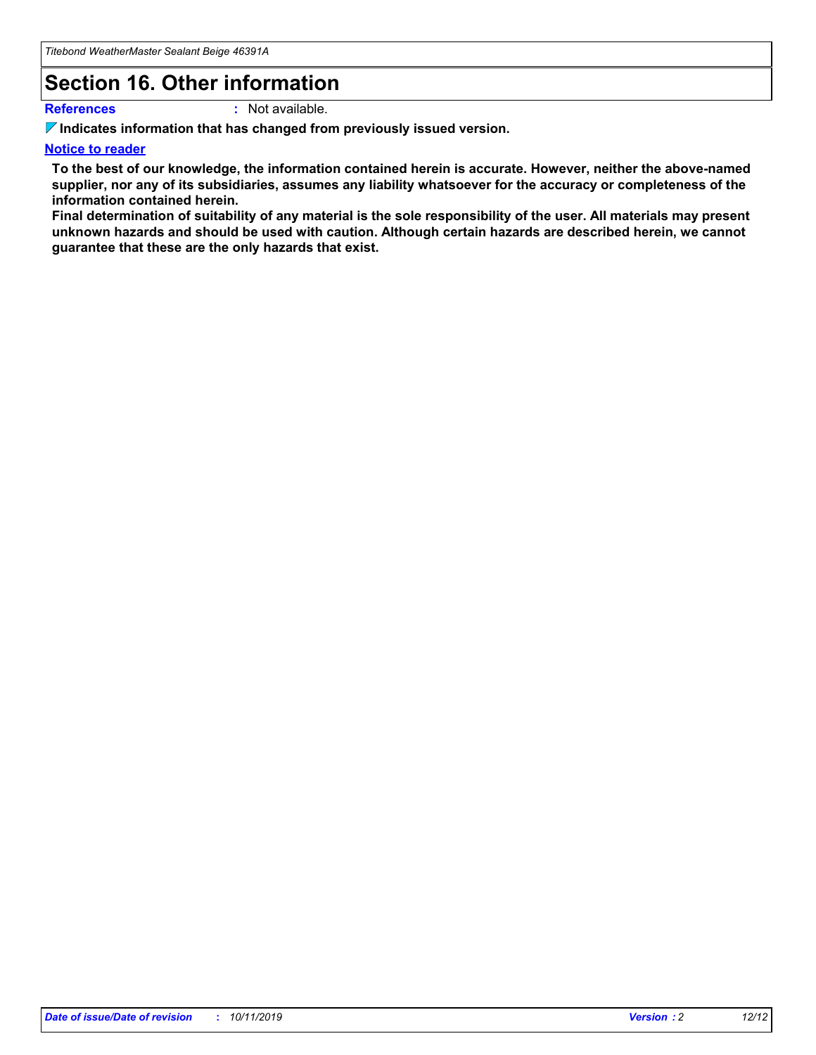# Section 16. Other information

**References** : Not available.

**Indicates information that has changed from previously issued version.**

**Notice to reader**

**To the best of our knowledge, the information contained herein is accurate. However, neither the above-named supplier, nor any of its subsidiaries, assumes any liability whatsoever for the accuracy or completeness of the information contained herein.**

**Final determination of suitability of any material is the sole responsibility of the user. All materials may present unknown hazards and should be used with caution. Although certain hazards are described herein, we cannot guarantee that these are the only hazards that exist.**